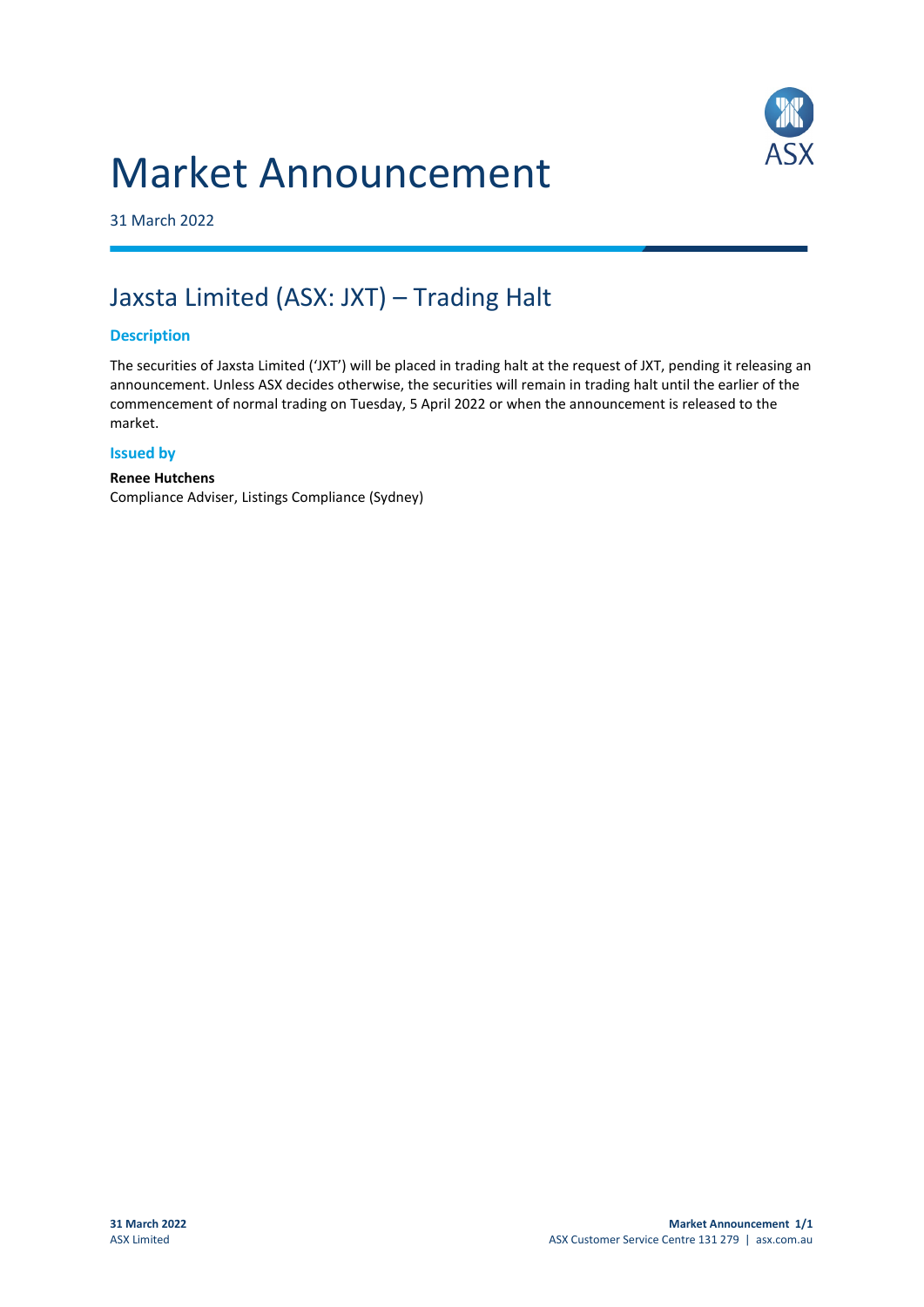# Market Announcement

31 March 2022

## Jaxsta Limited (ASX: JXT) – Trading Halt

### Description

The securities of Jaxsta Limited ('JXT') will be placed in trading halt at the request of JXT, pending it releasing an announcement. Unless ASX decides otherwise, the securities will remain in trading halt until the earlier of the commencement of normal trading on Tuesday, 5 April 2022 or when the announcement is released to the market.

### Issued by

**Renee Hutchens**
Compliance Adviser, Listings Compliance (Sydney)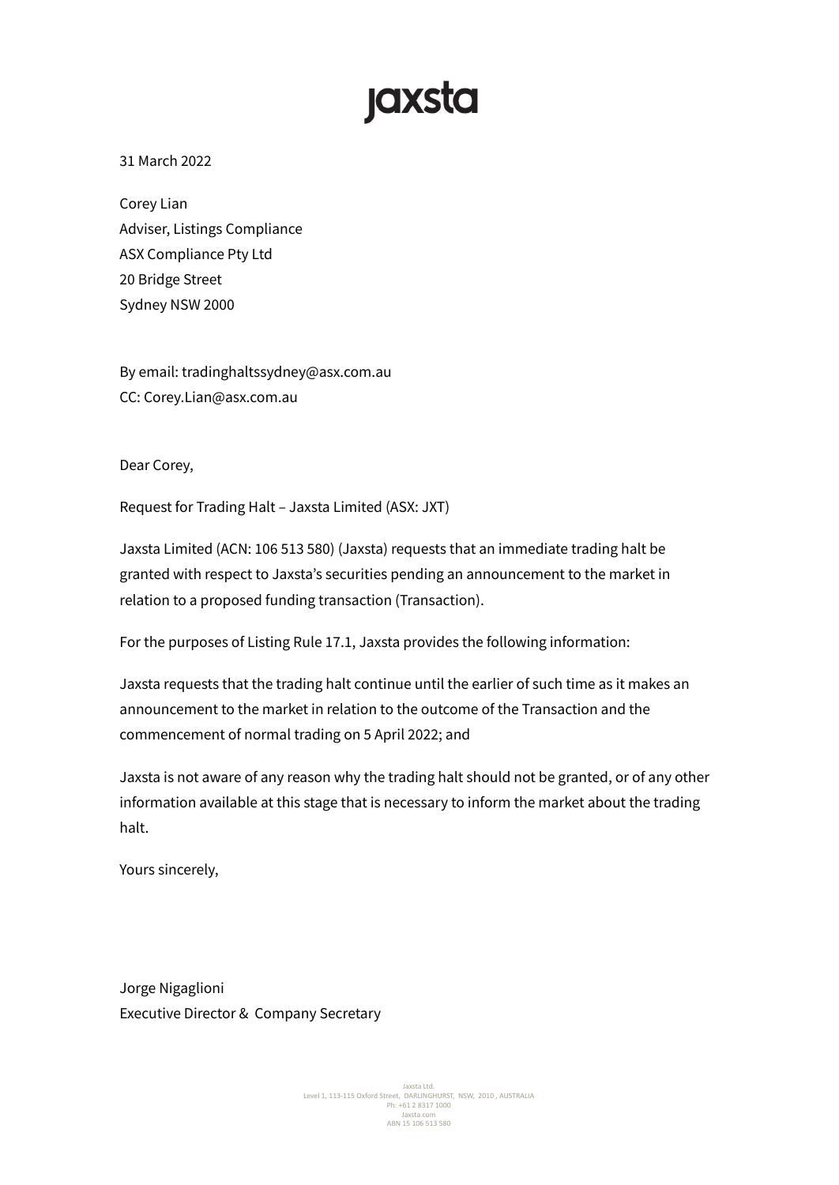# jaxsta

31 March 2022

Corey Lian
Adviser, Listings Compliance
ASX Compliance Pty Ltd
20 Bridge Street
Sydney NSW 2000

By email: tradinghaltssydney@asx.com.au
CC: Corey.Lian@asx.com.au

Dear Corey,

Request for Trading Halt – Jaxsta Limited (ASX: JXT)

Jaxsta Limited (ACN: 106 513 580) (Jaxsta) requests that an immediate trading halt be granted with respect to Jaxsta's securities pending an announcement to the market in relation to a proposed funding transaction (Transaction).

For the purposes of Listing Rule 17.1, Jaxsta provides the following information:

Jaxsta requests that the trading halt continue until the earlier of such time as it makes an announcement to the market in relation to the outcome of the Transaction and the commencement of normal trading on 5 April 2022; and

Jaxsta is not aware of any reason why the trading halt should not be granted, or of any other information available at this stage that is necessary to inform the market about the trading halt.

Yours sincerely,

Jorge Nigaglioni
Executive Director & Company Secretary

Jaxsta Ltd.
Level 1, 113-115 Oxford Street, DARLINGHURST, NSW, 2010 , AUSTRALIA
Ph: +61 2 8317 1000
Jaxsta.com
ABN 15 106 513 580